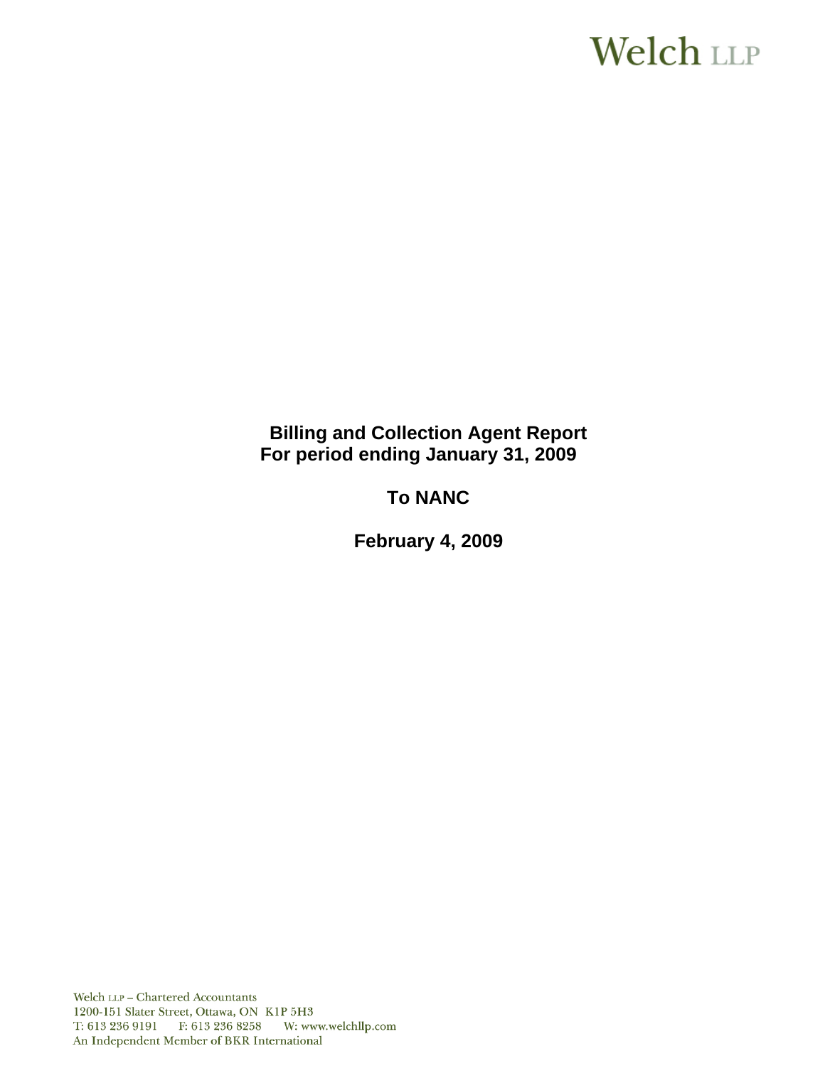Welch LLP

# Billing and Collection Agent Report
## For period ending January 31, 2009

## To NANC

## February 4, 2009

Welch LLP – Chartered Accountants
1200-151 Slater Street, Ottawa, ON K1P 5H3
T: 613 236 9191 F: 613 236 8258 W: www.welchllp.com
An Independent Member of BKR International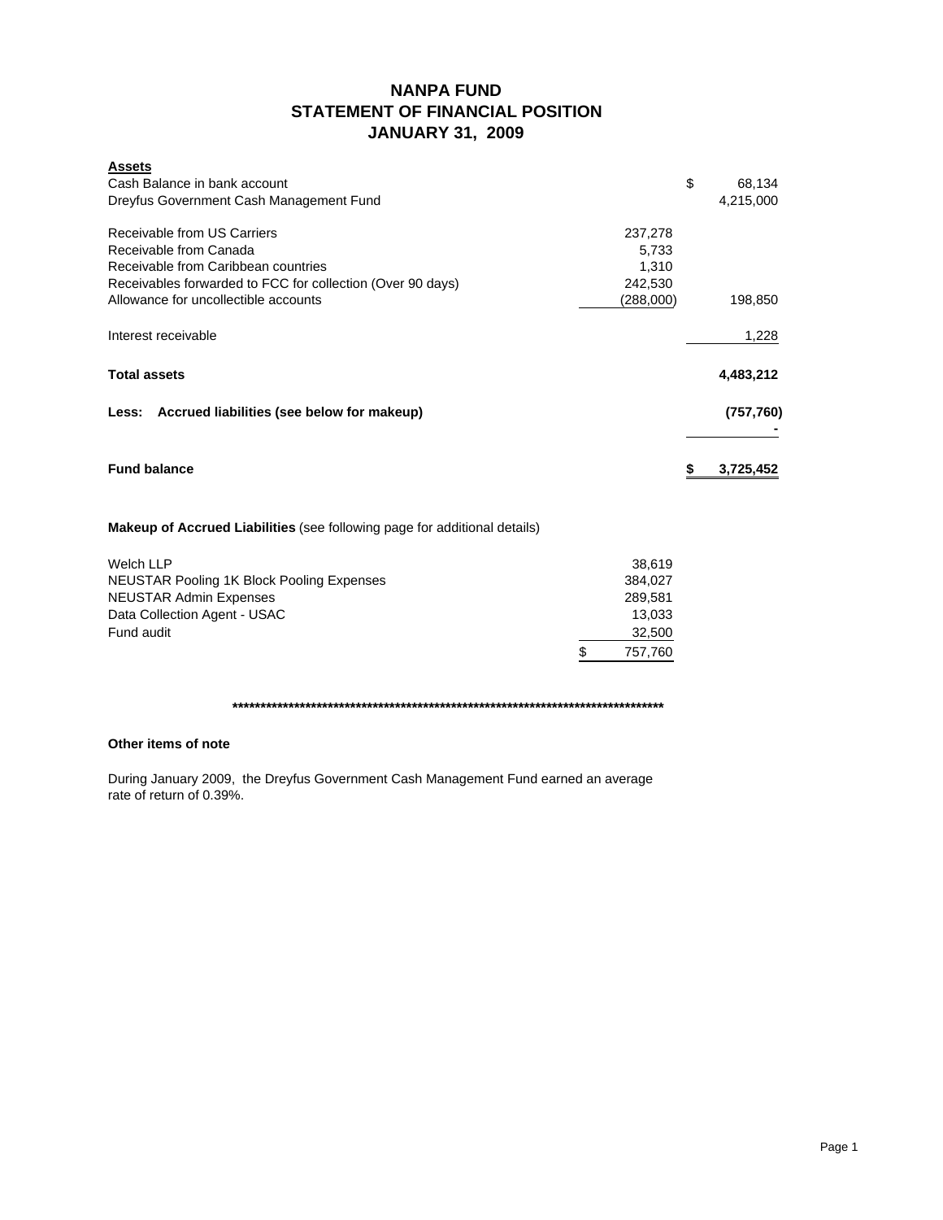# NANPA FUND
## STATEMENT OF FINANCIAL POSITION
## JANUARY 31, 2009

| | | |
|---|---|---|
| **Assets** | | |
| Cash Balance in bank account | | $ 68,134 |
| Dreyfus Government Cash Management Fund | | 4,215,000 |
| | | |
| Receivable from US Carriers | 237,278 | |
| Receivable from Canada | 5,733 | |
| Receivable from Caribbean countries | 1,310 | |
| Receivables forwarded to FCC for collection (Over 90 days) | 242,530 | |
| Allowance for uncollectible accounts | (288,000) | 198,850 |
| | | |
| Interest receivable | | 1,228 |
| | | |
| **Total assets** | | **4,483,212** |
| | | |
| **Less: Accrued liabilities (see below for makeup)** | | **(757,760)** |
| | | - |
| | | |
| **Fund balance** | | **$ 3,725,452** |

**Makeup of Accrued Liabilities** (see following page for additional details)

| | |
|---|---|
| Welch LLP | 38,619 |
| NEUSTAR Pooling 1K Block Pooling Expenses | 384,027 |
| NEUSTAR Admin Expenses | 289,581 |
| Data Collection Agent - USAC | 13,033 |
| Fund audit | 32,500 |
| | $ 757,760 |

********************************************************************************

**Other items of note**

During January 2009, the Dreyfus Government Cash Management Fund earned an average rate of return of 0.39%.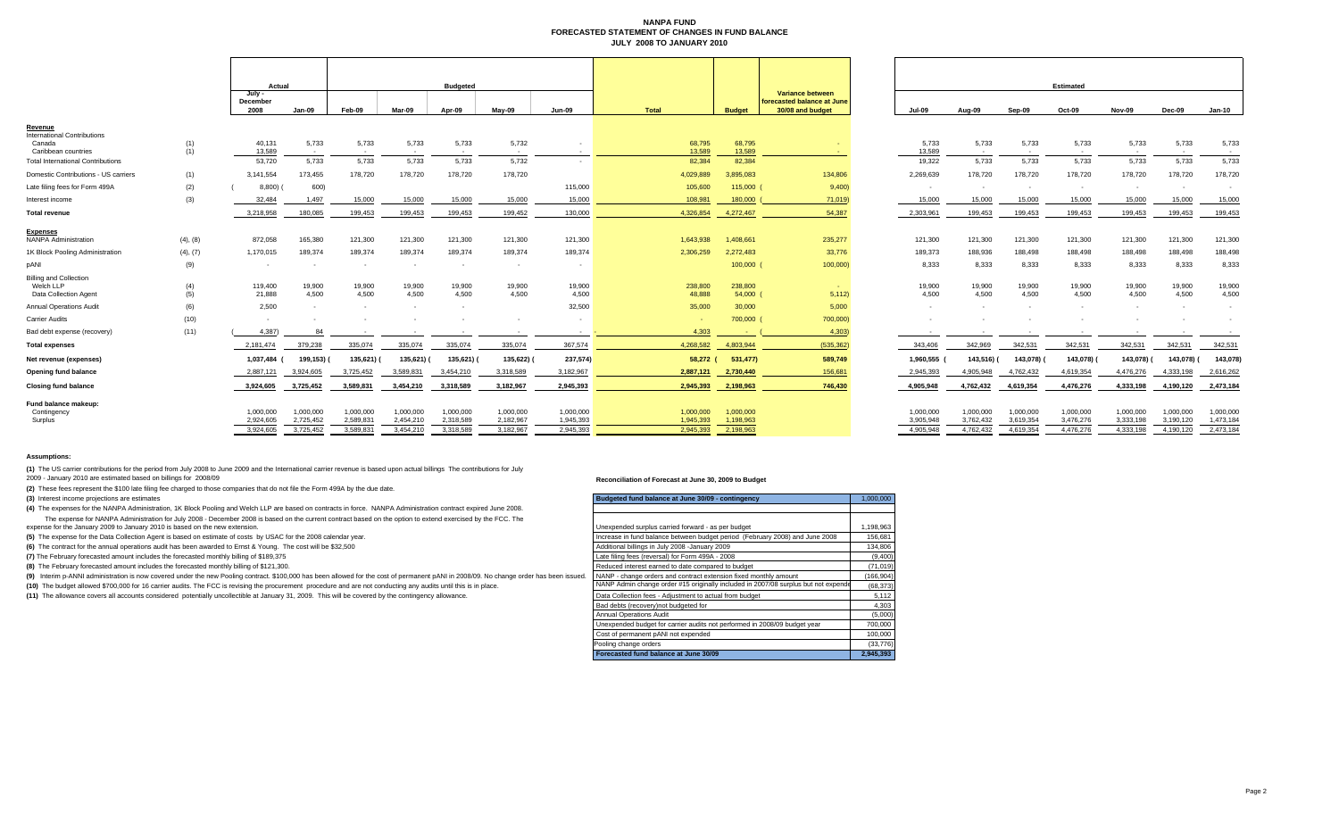# NANPA FUND
## FORECASTED STATEMENT OF CHANGES IN FUND BALANCE
### JULY 2008 TO JANUARY 2010

| | | Actual | | Budgeted | | | | | | | | Estimated | | | | | | |
|---|---|---|---|---|---|---|---|---|---|---|---|---|---|---|---|---|---|---|
| | | July - December 2008 | Jan-09 | Feb-09 | Mar-09 | Apr-09 | May-09 | Jun-09 | Total | Budget | Variance between forecasted balance at June 30/08 and budget | Jul-09 | Aug-09 | Sep-09 | Oct-09 | Nov-09 | Dec-09 | Jan-10 |
| **Revenue** | | | | | | | | | | | | | | | | | | |
| International Contributions | | | | | | | | | | | | | | | | | | |
| Canada | (1) | 40,131 | 5,733 | 5,733 | 5,733 | 5,733 | 5,732 | - | 68,795 | 68,795 | - | 5,733 | 5,733 | 5,733 | 5,733 | 5,733 | 5,733 | 5,733 |
| Caribbean countries | (1) | 13,589 | - | - | - | - | - | - | 13,589 | 13,589 | - | 13,589 | - | - | - | - | - | - |
| Total International Contributions | | 53,720 | 5,733 | 5,733 | 5,733 | 5,733 | 5,732 | - | 82,384 | 82,384 | - | 19,322 | 5,733 | 5,733 | 5,733 | 5,733 | 5,733 | 5,733 |
| Domestic Contributions - US carriers | (1) | 3,141,554 | 173,455 | 178,720 | 178,720 | 178,720 | 178,720 | | 4,029,889 | 3,895,083 | 134,806 | 2,269,639 | 178,720 | 178,720 | 178,720 | 178,720 | 178,720 | 178,720 |
| Late filing fees for Form 499A | (2) | (8,800) | (600) | - | - | - | - | 115,000 | 105,600 | 115,000 | (9,400) | - | - | - | - | - | - | - |
| Interest income | (3) | 32,484 | 1,497 | 15,000 | 15,000 | 15,000 | 15,000 | 15,000 | 108,981 | 180,000 | (71,019) | 15,000 | 15,000 | 15,000 | 15,000 | 15,000 | 15,000 | 15,000 |
| **Total revenue** | | 3,218,958 | 180,085 | 199,453 | 199,453 | 199,453 | 199,452 | 130,000 | 4,326,854 | 4,272,467 | 54,387 | 2,303,961 | 199,453 | 199,453 | 199,453 | 199,453 | 199,453 | 199,453 |
| **Expenses** | | | | | | | | | | | | | | | | | | |
| NANPA Administration | (4), (8) | 872,058 | 165,380 | 121,300 | 121,300 | 121,300 | 121,300 | 121,300 | 1,643,938 | 1,408,661 | 235,277 | 121,300 | 121,300 | 121,300 | 121,300 | 121,300 | 121,300 | 121,300 |
| 1K Block Pooling Administration | (4), (7) | 1,170,015 | 189,374 | 189,374 | 189,374 | 189,374 | 189,374 | 189,374 | 2,306,259 | 2,272,483 | 33,776 | 189,373 | 188,936 | 188,498 | 188,498 | 188,498 | 188,498 | 188,498 |
| pANI | (9) | - | - | - | - | - | - | - | | 100,000 | (100,000) | 8,333 | 8,333 | 8,333 | 8,333 | 8,333 | 8,333 | 8,333 |
| Billing and Collection | | | | | | | | | | | | | | | | | | |
| Welch LLP | (4) | 119,400 | 19,900 | 19,900 | 19,900 | 19,900 | 19,900 | 19,900 | 238,800 | 238,800 | - | 19,900 | 19,900 | 19,900 | 19,900 | 19,900 | 19,900 | 19,900 |
| Data Collection Agent | (5) | 21,888 | 4,500 | 4,500 | 4,500 | 4,500 | 4,500 | 4,500 | 48,888 | 54,000 | (5,112) | 4,500 | 4,500 | 4,500 | 4,500 | 4,500 | 4,500 | 4,500 |
| Annual Operations Audit | (6) | 2,500 | - | - | - | - | - | 32,500 | 35,000 | 30,000 | 5,000 | - | - | - | - | - | - | - |
| Carrier Audits | (10) | - | - | - | - | - | - | - | - | 700,000 | (700,000) | - | - | - | - | - | - | - |
| Bad debt expense (recovery) | (11) | (4,387) | 84 | - | - | - | - | - | 4,303 | - | (4,303) | - | - | - | - | - | - | - |
| **Total expenses** | | 2,181,474 | 379,238 | 335,074 | 335,074 | 335,074 | 335,074 | 367,574 | 4,268,582 | 4,803,944 | (535,362) | 343,406 | 342,969 | 342,531 | 342,531 | 342,531 | 342,531 | 342,531 |
| **Net revenue (expenses)** | | 1,037,484 | (199,153) | (135,621) | (135,621) | (135,621) | (135,622) | (237,574) | 58,272 | (531,477) | 589,749 | 1,960,555 | (143,516) | (143,078) | (143,078) | (143,078) | (143,078) | (143,078) |
| **Opening fund balance** | | 2,887,121 | 3,924,605 | 3,725,452 | 3,589,831 | 3,454,210 | 3,318,589 | 3,182,967 | 2,887,121 | 2,730,440 | 156,681 | 2,945,393 | 4,905,948 | 4,762,432 | 4,619,354 | 4,476,276 | 4,333,198 | 2,616,262 |
| **Closing fund balance** | | 3,924,605 | 3,725,452 | 3,589,831 | 3,454,210 | 3,318,589 | 3,182,967 | 2,945,393 | 2,945,393 | 2,198,963 | 746,430 | 4,905,948 | 4,762,432 | 4,619,354 | 4,476,276 | 4,333,198 | 4,190,120 | 2,473,184 |
| **Fund balance makeup:** | | | | | | | | | | | | | | | | | | |
| Contingency | | 1,000,000 | 1,000,000 | 1,000,000 | 1,000,000 | 1,000,000 | 1,000,000 | 1,000,000 | 1,000,000 | 1,000,000 | | 1,000,000 | 1,000,000 | 1,000,000 | 1,000,000 | 1,000,000 | 1,000,000 | 1,000,000 |
| Surplus | | 2,924,605 | 2,725,452 | 2,589,831 | 2,454,210 | 2,318,589 | 2,182,967 | 1,945,393 | 1,945,393 | 1,198,963 | | 3,905,948 | 3,762,432 | 3,619,354 | 3,476,276 | 3,333,198 | 3,190,120 | 1,473,184 |
| | | 3,924,605 | 3,725,452 | 3,589,831 | 3,454,210 | 3,318,589 | 3,182,967 | 2,945,393 | 2,945,393 | 2,198,963 | | 4,905,948 | 4,762,432 | 4,619,354 | 4,476,276 | 4,333,198 | 4,190,120 | 2,473,184 |

**Assumptions:**

**(1)** The US carrier contributions for the period from July 2008 to June 2009 and the International carrier revenue is based upon actual billings The contributions for July 2009 - January 2010 are estimated based on billings for 2008/09

**(2)** These fees represent the $100 late filing fee charged to those companies that do not file the Form 499A by the due date.

**(3)** Interest income projections are estimates

**(4)** The expenses for the NANPA Administration, 1K Block Pooling and Welch LLP are based on contracts in force. NANPA Administration contract expired June 2008.
The expense for NANPA Administration for July 2008 - December 2008 is based on the current contract based on the option to extend exercised by the FCC. The expense for the January 2009 to January 2010 is based on the new extension.

**(5)** The expense for the Data Collection Agent is based on estimate of costs by USAC for the 2008 calendar year.

**(6)** The contract for the annual operations audit has been awarded to Ernst & Young. The cost will be $32,500

**(7)** The February forecasted amount includes the forecasted monthly billing of $189,375

**(8)** The February forecasted amount includes the forecasted monthly billing of $121,300.

**(9)** Interim p-ANNI administration is now covered under the new Pooling contract. $100,000 has been allowed for the cost of permanent pANI in 2008/09. No change order has been issued.

**(10)** The budget allowed $700,000 for 16 carrier audits. The FCC is revising the procurement procedure and are not conducting any audits until this is in place.

**(11)** The allowance covers all accounts considered potentially uncollectible at January 31, 2009. This will be covered by the contingency allowance.

**Reconciliation of Forecast at June 30, 2009 to Budget**

| Budgeted fund balance at June 30/09 - contingency | 1,000,000 |
|---|---|
| | |
| Unexpended surplus carried forward - as per budget | 1,198,963 |
| Increase in fund balance between budget period (February 2008) and June 2008 | 156,681 |
| Additional billings in July 2008 -January 2009 | 134,806 |
| Late filing fees (reversal) for Form 499A - 2008 | (9,400) |
| Reduced interest earned to date compared to budget | (71,019) |
| NANP - change orders and contract extension fixed monthly amount | (166,904) |
| NANP Admin change order #15 originally included in 2007/08 surplus but not expende | (68,373) |
| Data Collection fees - Adjustment to actual from budget | 5,112 |
| Bad debts (recovery)not budgeted for | 4,303 |
| Annual Operations Audit | (5,000) |
| Unexpended budget for carrier audits not performed in 2008/09 budget year | 700,000 |
| Cost of permanent pANI not expended | 100,000 |
| Pooling change orders | (33,776) |
| **Forecasted fund balance at June 30/09** | **2,945,393** |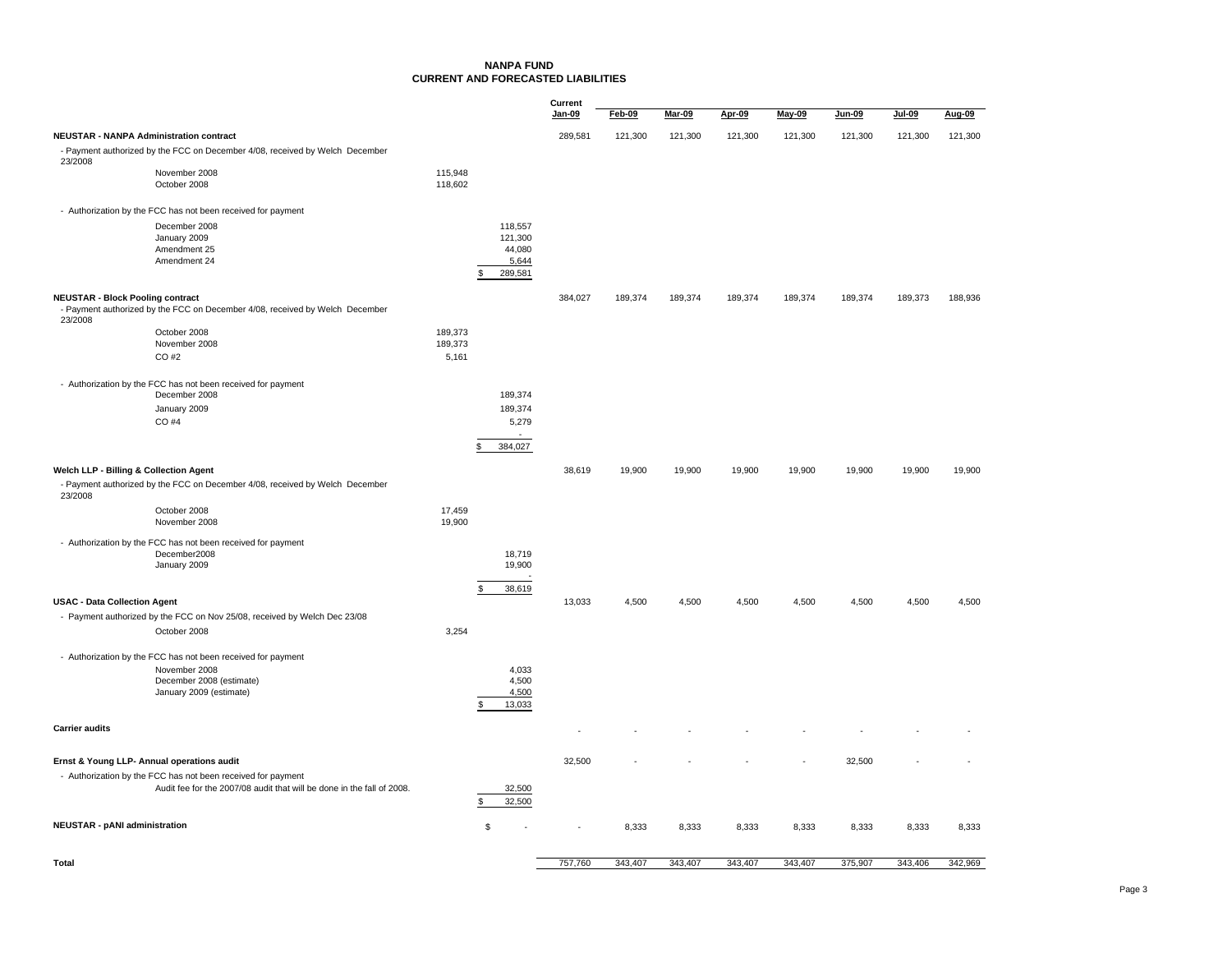# NANPA FUND
## CURRENT AND FORECASTED LIABILITIES

| | | | Current Jan-09 | Feb-09 | Mar-09 | Apr-09 | May-09 | Jun-09 | Jul-09 | Aug-09 |
|---|---|---|---|---|---|---|---|---|---|---|
| **NEUSTAR - NANPA Administration contract** | | | 289,581 | 121,300 | 121,300 | 121,300 | 121,300 | 121,300 | 121,300 | 121,300 |
| - Payment authorized by the FCC on December 4/08, received by Welch December 23/2008 | | | | | | | | | | |
| November 2008 | 115,948 | | | | | | | | | |
| October 2008 | 118,602 | | | | | | | | | |
| - Authorization by the FCC has not been received for payment | | | | | | | | | | |
| December 2008 | | 118,557 | | | | | | | | |
| January 2009 | | 121,300 | | | | | | | | |
| Amendment 25 | | 44,080 | | | | | | | | |
| Amendment 24 | | 5,644 | | | | | | | | |
| | | $ 289,581 | | | | | | | | |
| **NEUSTAR - Block Pooling contract** | | | 384,027 | 189,374 | 189,374 | 189,374 | 189,374 | 189,374 | 189,373 | 188,936 |
| - Payment authorized by the FCC on December 4/08, received by Welch December 23/2008 | | | | | | | | | | |
| October 2008 | 189,373 | | | | | | | | | |
| November 2008 | 189,373 | | | | | | | | | |
| CO #2 | 5,161 | | | | | | | | | |
| - Authorization by the FCC has not been received for payment | | | | | | | | | | |
| December 2008 | | 189,374 | | | | | | | | |
| January 2009 | | 189,374 | | | | | | | | |
| CO #4 | | 5,279 | | | | | | | | |
| | | - | | | | | | | | |
| | | $ 384,027 | | | | | | | | |
| **Welch LLP - Billing & Collection Agent** | | | 38,619 | 19,900 | 19,900 | 19,900 | 19,900 | 19,900 | 19,900 | 19,900 |
| - Payment authorized by the FCC on December 4/08, received by Welch December 23/2008 | | | | | | | | | | |
| October 2008 | 17,459 | | | | | | | | | |
| November 2008 | 19,900 | | | | | | | | | |
| - Authorization by the FCC has not been received for payment | | | | | | | | | | |
| December2008 | | 18,719 | | | | | | | | |
| January 2009 | | 19,900 | | | | | | | | |
| | | - | | | | | | | | |
| | | $ 38,619 | | | | | | | | |
| **USAC - Data Collection Agent** | | | 13,033 | 4,500 | 4,500 | 4,500 | 4,500 | 4,500 | 4,500 | 4,500 |
| - Payment authorized by the FCC on Nov 25/08, received by Welch Dec 23/08 | | | | | | | | | | |
| October 2008 | 3,254 | | | | | | | | | |
| - Authorization by the FCC has not been received for payment | | | | | | | | | | |
| November 2008 | | 4,033 | | | | | | | | |
| December 2008 (estimate) | | 4,500 | | | | | | | | |
| January 2009 (estimate) | | 4,500 | | | | | | | | |
| | | $ 13,033 | | | | | | | | |
| **Carrier audits** | | | - | - | - | - | - | - | - | - |
| **Ernst & Young LLP- Annual operations audit** | | | 32,500 | - | - | - | - | 32,500 | - | - |
| - Authorization by the FCC has not been received for payment | | | | | | | | | | |
| Audit fee for the 2007/08 audit that will be done in the fall of 2008. | | 32,500 | | | | | | | | |
| | | $ 32,500 | | | | | | | | |
| **NEUSTAR - pANI administration** | | $ - | - | 8,333 | 8,333 | 8,333 | 8,333 | 8,333 | 8,333 | 8,333 |
| **Total** | | | 757,760 | 343,407 | 343,407 | 343,407 | 343,407 | 375,907 | 343,406 | 342,969 |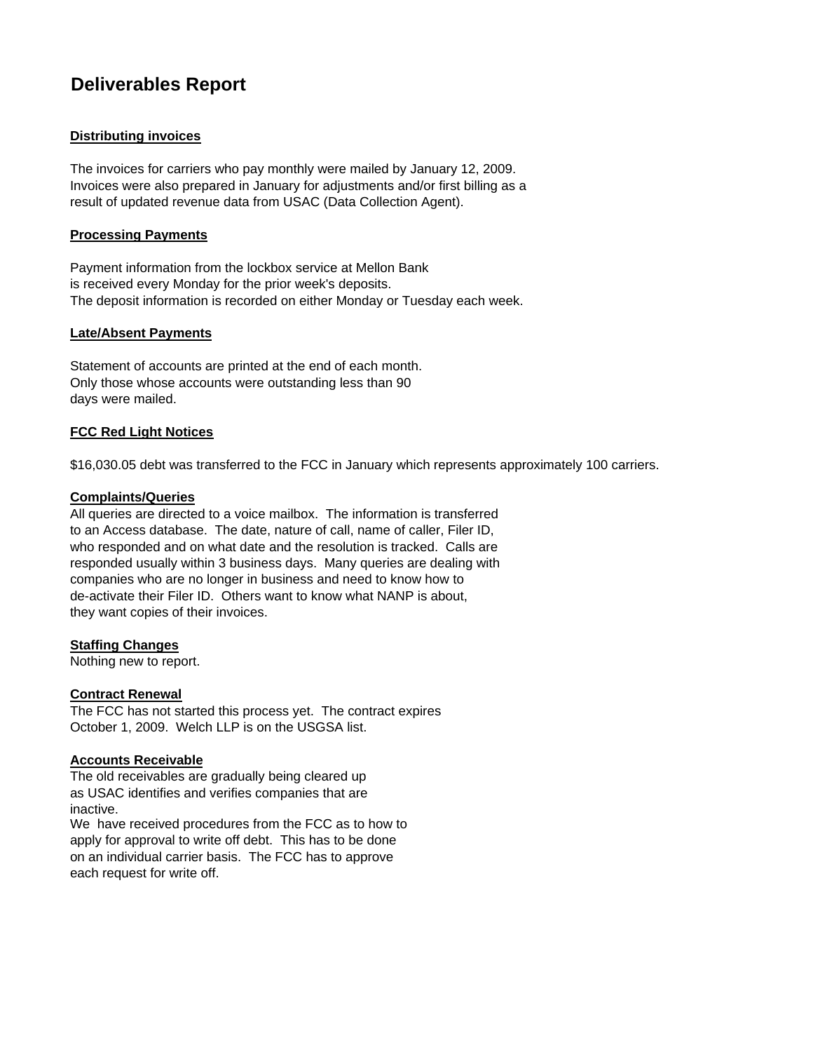# Deliverables Report

**Distributing invoices**

The invoices for carriers who pay monthly were mailed by January 12, 2009. Invoices were also prepared in January for adjustments and/or first billing as a result of updated revenue data from USAC (Data Collection Agent).

**Processing Payments**

Payment information from the lockbox service at Mellon Bank is received every Monday for the prior week's deposits. The deposit information is recorded on either Monday or Tuesday each week.

**Late/Absent Payments**

Statement of accounts are printed at the end of each month. Only those whose accounts were outstanding less than 90 days were mailed.

**FCC Red Light Notices**

$16,030.05 debt was transferred to the FCC in January which represents approximately 100 carriers.

**Complaints/Queries**

All queries are directed to a voice mailbox. The information is transferred to an Access database. The date, nature of call, name of caller, Filer ID, who responded and on what date and the resolution is tracked. Calls are responded usually within 3 business days. Many queries are dealing with companies who are no longer in business and need to know how to de-activate their Filer ID. Others want to know what NANP is about, they want copies of their invoices.

**Staffing Changes**

Nothing new to report.

**Contract Renewal**

The FCC has not started this process yet. The contract expires October 1, 2009. Welch LLP is on the USGSA list.

**Accounts Receivable**

The old receivables are gradually being cleared up as USAC identifies and verifies companies that are inactive.
We have received procedures from the FCC as to how to apply for approval to write off debt. This has to be done on an individual carrier basis. The FCC has to approve each request for write off.